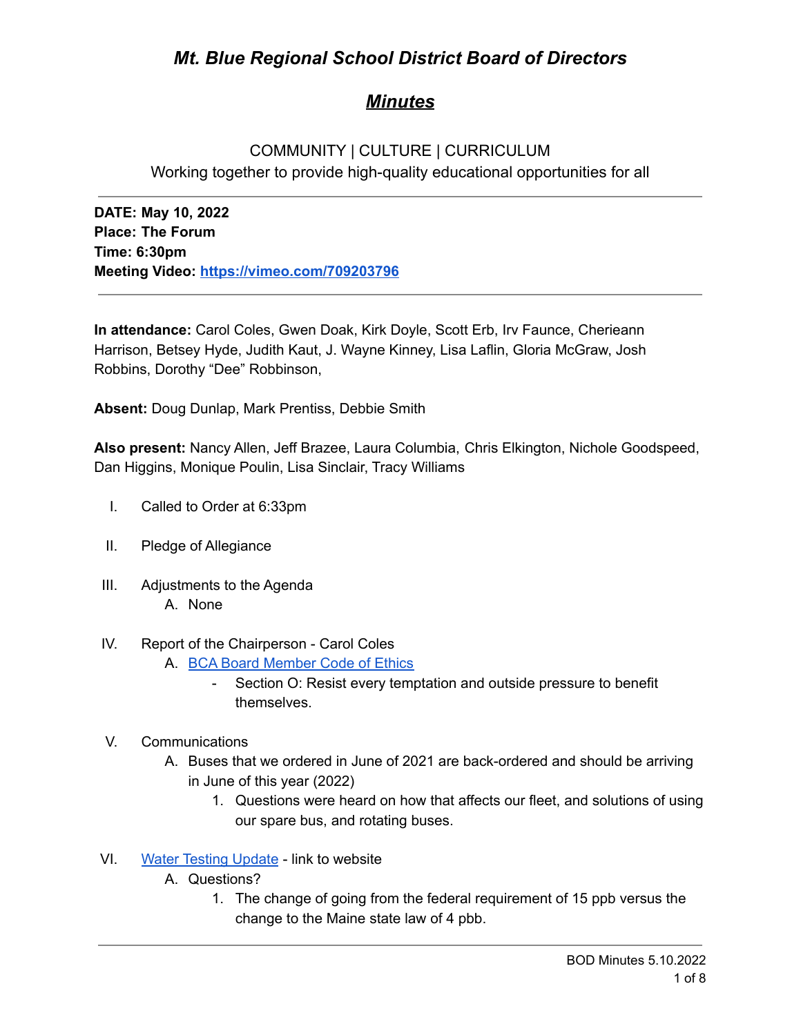# *Mt. Blue Regional School District Board of Directors*

## ***Minutes***

COMMUNITY | CULTURE | CURRICULUM
Working together to provide high-quality educational opportunities for all

---

**DATE: May 10, 2022**
**Place: The Forum**
**Time: 6:30pm**
**Meeting Video: [https://vimeo.com/709203796](https://vimeo.com/709203796)**

---

**In attendance:** Carol Coles, Gwen Doak, Kirk Doyle, Scott Erb, Irv Faunce, Cherieann Harrison, Betsey Hyde, Judith Kaut, J. Wayne Kinney, Lisa Laflin, Gloria McGraw, Josh Robbins, Dorothy "Dee" Robbinson,

**Absent:** Doug Dunlap, Mark Prentiss, Debbie Smith

**Also present:** Nancy Allen, Jeff Brazee, Laura Columbia, Chris Elkington, Nichole Goodspeed, Dan Higgins, Monique Poulin, Lisa Sinclair, Tracy Williams

I. Called to Order at 6:33pm

II. Pledge of Allegiance

III. Adjustments to the Agenda
   A. None

IV. Report of the Chairperson - Carol Coles
   A. BCA Board Member Code of Ethics
      - Section O: Resist every temptation and outside pressure to benefit themselves.

V. Communications
   A. Buses that we ordered in June of 2021 are back-ordered and should be arriving in June of this year (2022)
      1. Questions were heard on how that affects our fleet, and solutions of using our spare bus, and rotating buses.

VI. Water Testing Update - link to website
   A. Questions?
      1. The change of going from the federal requirement of 15 ppb versus the change to the Maine state law of 4 pbb.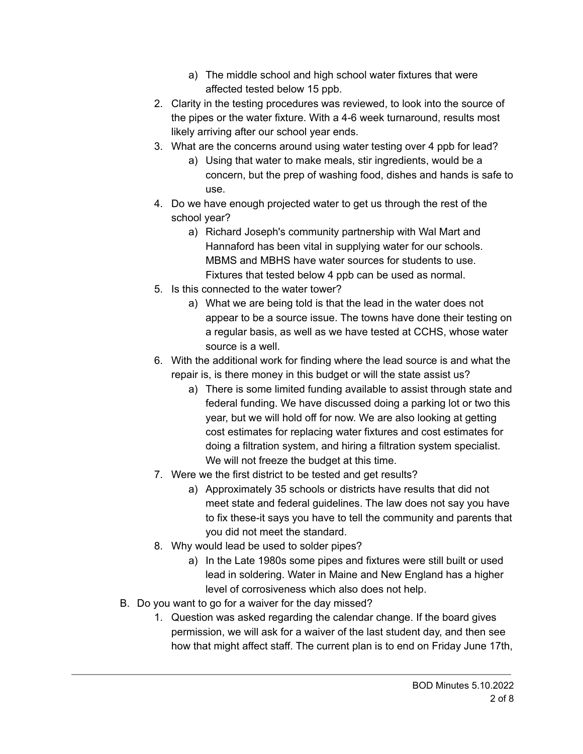a) The middle school and high school water fixtures that were affected tested below 15 ppb.

2. Clarity in the testing procedures was reviewed, to look into the source of the pipes or the water fixture. With a 4-6 week turnaround, results most likely arriving after our school year ends.
3. What are the concerns around using water testing over 4 ppb for lead?
    a) Using that water to make meals, stir ingredients, would be a concern, but the prep of washing food, dishes and hands is safe to use.
4. Do we have enough projected water to get us through the rest of the school year?
    a) Richard Joseph's community partnership with Wal Mart and Hannaford has been vital in supplying water for our schools. MBMS and MBHS have water sources for students to use. Fixtures that tested below 4 ppb can be used as normal.
5. Is this connected to the water tower?
    a) What we are being told is that the lead in the water does not appear to be a source issue. The towns have done their testing on a regular basis, as well as we have tested at CCHS, whose water source is a well.
6. With the additional work for finding where the lead source is and what the repair is, is there money in this budget or will the state assist us?
    a) There is some limited funding available to assist through state and federal funding. We have discussed doing a parking lot or two this year, but we will hold off for now. We are also looking at getting cost estimates for replacing water fixtures and cost estimates for doing a filtration system, and hiring a filtration system specialist. We will not freeze the budget at this time.
7. Were we the first district to be tested and get results?
    a) Approximately 35 schools or districts have results that did not meet state and federal guidelines. The law does not say you have to fix these-it says you have to tell the community and parents that you did not meet the standard.
8. Why would lead be used to solder pipes?
    a) In the Late 1980s some pipes and fixtures were still built or used lead in soldering. Water in Maine and New England has a higher level of corrosiveness which also does not help.

B. Do you want to go for a waiver for the day missed?
    1. Question was asked regarding the calendar change. If the board gives permission, we will ask for a waiver of the last student day, and then see how that might affect staff. The current plan is to end on Friday June 17th,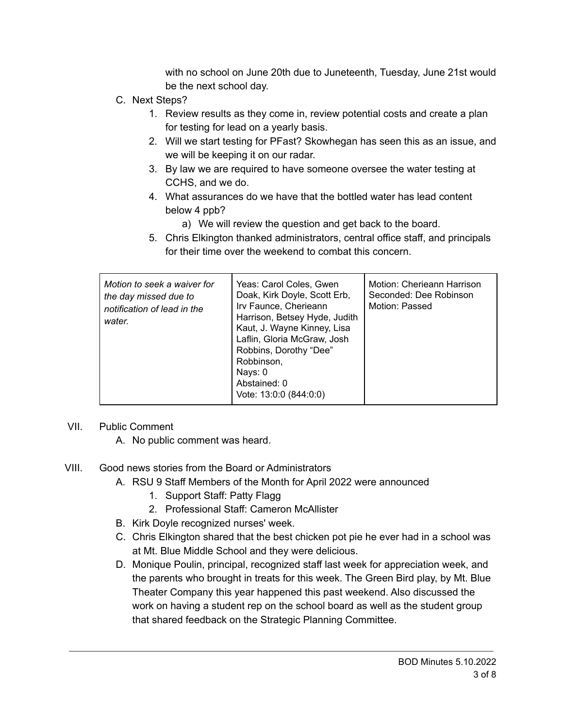with no school on June 20th due to Juneteenth, Tuesday, June 21st would be the next school day.

C. Next Steps?
   1. Review results as they come in, review potential costs and create a plan for testing for lead on a yearly basis.
   2. Will we start testing for PFast? Skowhegan has seen this as an issue, and we will be keeping it on our radar.
   3. By law we are required to have someone oversee the water testing at CCHS, and we do.
   4. What assurances do we have that the bottled water has lead content below 4 ppb?
      a) We will review the question and get back to the board.
   5. Chris Elkington thanked administrators, central office staff, and principals for their time over the weekend to combat this concern.

| | | |
|---|---|---|
| *Motion to seek a waiver for the day missed due to notification of lead in the water.* | Yeas: Carol Coles, Gwen Doak, Kirk Doyle, Scott Erb, Irv Faunce, Cherieann Harrison, Betsey Hyde, Judith Kaut, J. Wayne Kinney, Lisa Laflin, Gloria McGraw, Josh Robbins, Dorothy "Dee" Robbinson,<br>Nays: 0<br>Abstained: 0<br>Vote: 13:0:0 (844:0:0) | Motion: Cherieann Harrison<br>Seconded: Dee Robinson<br>Motion: Passed |

VII. Public Comment
   A. No public comment was heard.

VIII. Good news stories from the Board or Administrators
   A. RSU 9 Staff Members of the Month for April 2022 were announced
      1. Support Staff: Patty Flagg
      2. Professional Staff: Cameron McAllister
   B. Kirk Doyle recognized nurses' week.
   C. Chris Elkington shared that the best chicken pot pie he ever had in a school was at Mt. Blue Middle School and they were delicious.
   D. Monique Poulin, principal, recognized staff last week for appreciation week, and the parents who brought in treats for this week. The Green Bird play, by Mt. Blue Theater Company this year happened this past weekend. Also discussed the work on having a student rep on the school board as well as the student group that shared feedback on the Strategic Planning Committee.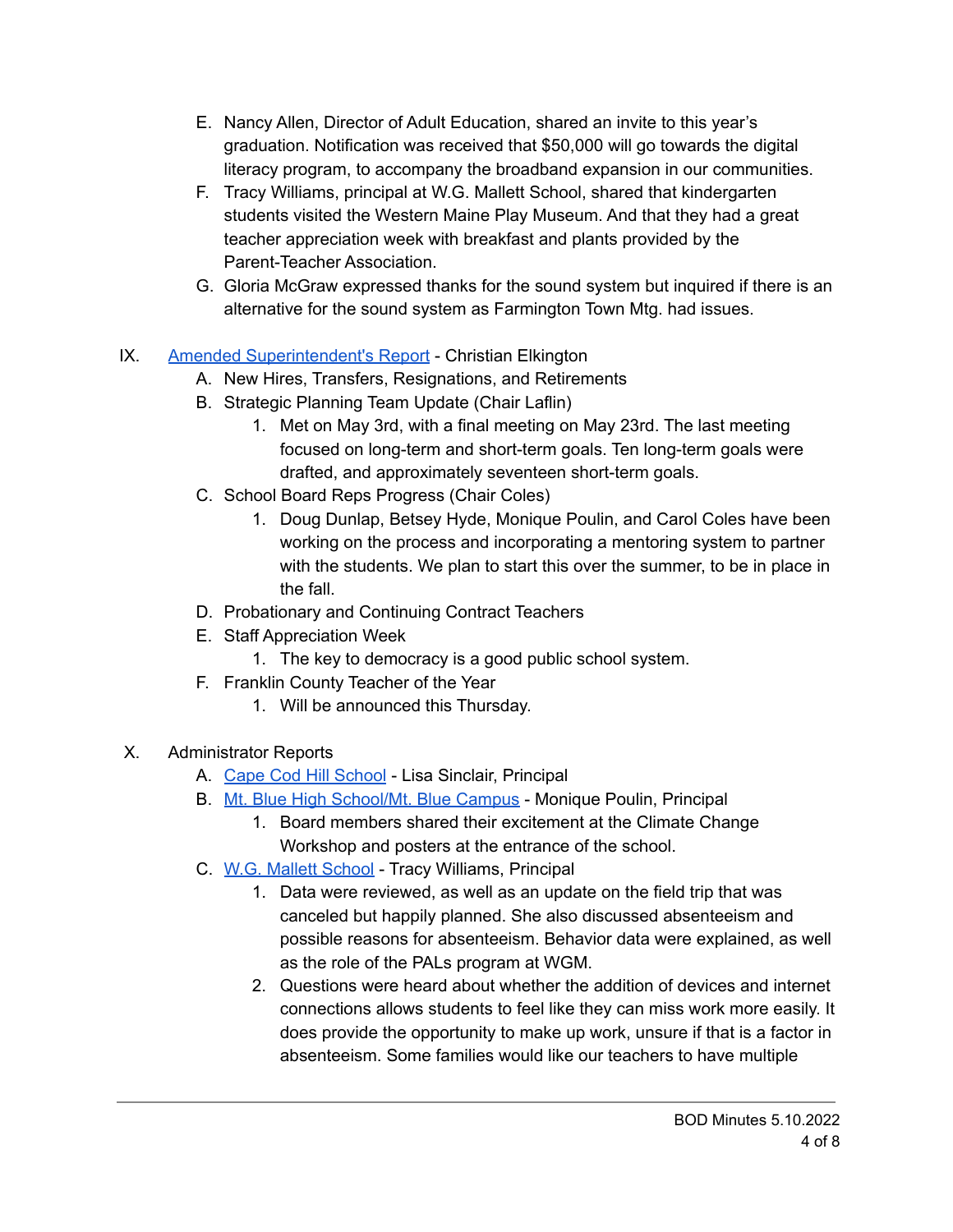E. Nancy Allen, Director of Adult Education, shared an invite to this year's graduation. Notification was received that $50,000 will go towards the digital literacy program, to accompany the broadband expansion in our communities.

F. Tracy Williams, principal at W.G. Mallett School, shared that kindergarten students visited the Western Maine Play Museum. And that they had a great teacher appreciation week with breakfast and plants provided by the Parent-Teacher Association.

G. Gloria McGraw expressed thanks for the sound system but inquired if there is an alternative for the sound system as Farmington Town Mtg. had issues.

IX. [Amended Superintendent's Report]() - Christian Elkington

A. New Hires, Transfers, Resignations, and Retirements

B. Strategic Planning Team Update (Chair Laflin)

1. Met on May 3rd, with a final meeting on May 23rd. The last meeting focused on long-term and short-term goals. Ten long-term goals were drafted, and approximately seventeen short-term goals.

C. School Board Reps Progress (Chair Coles)

1. Doug Dunlap, Betsey Hyde, Monique Poulin, and Carol Coles have been working on the process and incorporating a mentoring system to partner with the students. We plan to start this over the summer, to be in place in the fall.

D. Probationary and Continuing Contract Teachers

E. Staff Appreciation Week

1. The key to democracy is a good public school system.

F. Franklin County Teacher of the Year

1. Will be announced this Thursday.

X. Administrator Reports

A. [Cape Cod Hill School]() - Lisa Sinclair, Principal

B. [Mt. Blue High School/Mt. Blue Campus]() - Monique Poulin, Principal

1. Board members shared their excitement at the Climate Change Workshop and posters at the entrance of the school.

C. [W.G. Mallett School]() - Tracy Williams, Principal

1. Data were reviewed, as well as an update on the field trip that was canceled but happily planned. She also discussed absenteeism and possible reasons for absenteeism. Behavior data were explained, as well as the role of the PALs program at WGM.

2. Questions were heard about whether the addition of devices and internet connections allows students to feel like they can miss work more easily. It does provide the opportunity to make up work, unsure if that is a factor in absenteeism. Some families would like our teachers to have multiple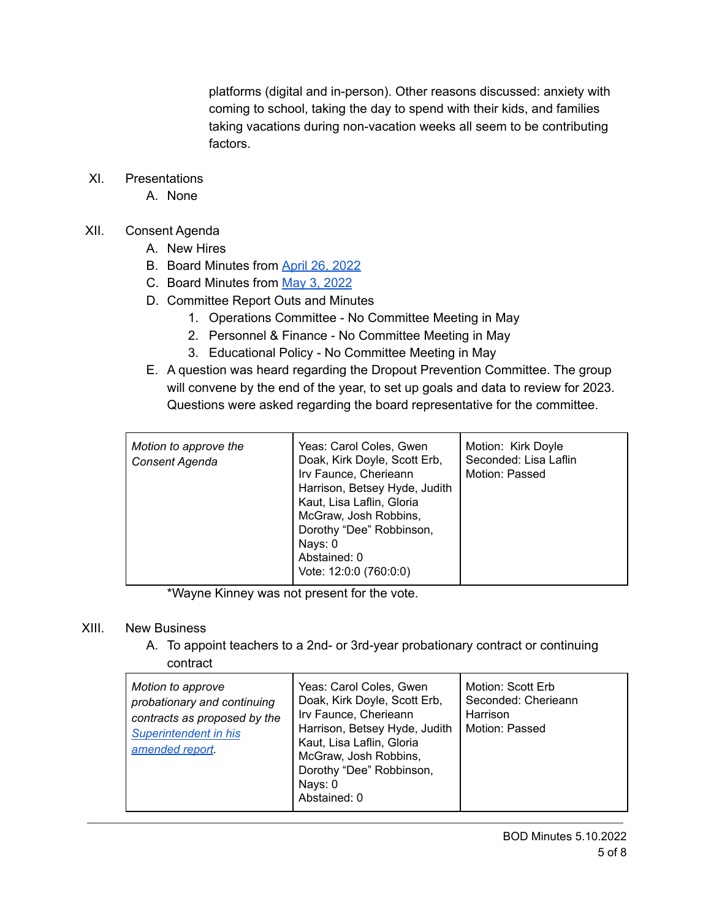platforms (digital and in-person). Other reasons discussed: anxiety with coming to school, taking the day to spend with their kids, and families taking vacations during non-vacation weeks all seem to be contributing factors.

XI. Presentations

A. None

XII. Consent Agenda

A. New Hires

B. Board Minutes from [April 26, 2022]

C. Board Minutes from [May 3, 2022]

D. Committee Report Outs and Minutes

1. Operations Committee - No Committee Meeting in May
2. Personnel & Finance - No Committee Meeting in May
3. Educational Policy - No Committee Meeting in May

E. A question was heard regarding the Dropout Prevention Committee. The group will convene by the end of the year, to set up goals and data to review for 2023. Questions were asked regarding the board representative for the committee.

| *Motion to approve the Consent Agenda* | Yeas: Carol Coles, Gwen Doak, Kirk Doyle, Scott Erb, Irv Faunce, Cherieann Harrison, Betsey Hyde, Judith Kaut, Lisa Laflin, Gloria McGraw, Josh Robbins, Dorothy "Dee" Robbinson,<br>Nays: 0<br>Abstained: 0<br>Vote: 12:0:0 (760:0:0) | Motion: Kirk Doyle<br>Seconded: Lisa Laflin<br>Motion: Passed |
|---|---|---|

*Wayne Kinney was not present for the vote.

XIII. New Business

A. To appoint teachers to a 2nd- or 3rd-year probationary contract or continuing contract

| *Motion to approve probationary and continuing contracts as proposed by the [Superintendent in his amended report].* | Yeas: Carol Coles, Gwen Doak, Kirk Doyle, Scott Erb, Irv Faunce, Cherieann Harrison, Betsey Hyde, Judith Kaut, Lisa Laflin, Gloria McGraw, Josh Robbins, Dorothy "Dee" Robbinson,<br>Nays: 0<br>Abstained: 0 | Motion: Scott Erb<br>Seconded: Cherieann Harrison<br>Motion: Passed |
|---|---|---|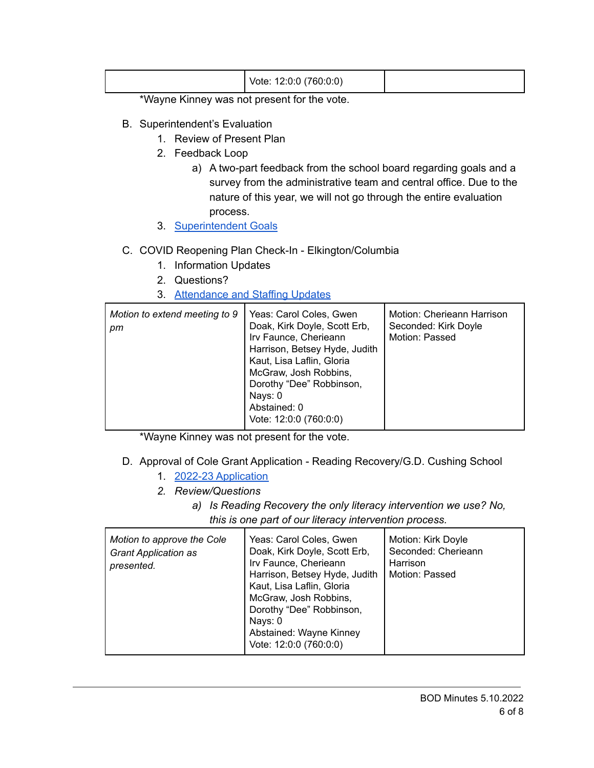| | Vote: 12:0:0 (760:0:0) | |
|---|---|---|

*Wayne Kinney was not present for the vote.

B. Superintendent's Evaluation
   1. Review of Present Plan
   2. Feedback Loop
      a) A two-part feedback from the school board regarding goals and a survey from the administrative team and central office. Due to the nature of this year, we will not go through the entire evaluation process.
   3. Superintendent Goals

C. COVID Reopening Plan Check-In - Elkington/Columbia
   1. Information Updates
   2. Questions?
   3. Attendance and Staffing Updates

| *Motion to extend meeting to 9 pm* | Yeas: Carol Coles, Gwen Doak, Kirk Doyle, Scott Erb, Irv Faunce, Cherieann Harrison, Betsey Hyde, Judith Kaut, Lisa Laflin, Gloria McGraw, Josh Robbins, Dorothy "Dee" Robbinson,<br>Nays: 0<br>Abstained: 0<br>Vote: 12:0:0 (760:0:0) | Motion: Cherieann Harrison<br>Seconded: Kirk Doyle<br>Motion: Passed |
|---|---|---|

*Wayne Kinney was not present for the vote.

D. Approval of Cole Grant Application - Reading Recovery/G.D. Cushing School
   1. 2022-23 Application
   2. *Review/Questions*
      a) *Is Reading Recovery the only literacy intervention we use? No, this is one part of our literacy intervention process.*

| *Motion to approve the Cole Grant Application as presented.* | Yeas: Carol Coles, Gwen Doak, Kirk Doyle, Scott Erb, Irv Faunce, Cherieann Harrison, Betsey Hyde, Judith Kaut, Lisa Laflin, Gloria McGraw, Josh Robbins, Dorothy "Dee" Robbinson,<br>Nays: 0<br>Abstained: Wayne Kinney<br>Vote: 12:0:0 (760:0:0) | Motion: Kirk Doyle<br>Seconded: Cherieann Harrison<br>Motion: Passed |
|---|---|---|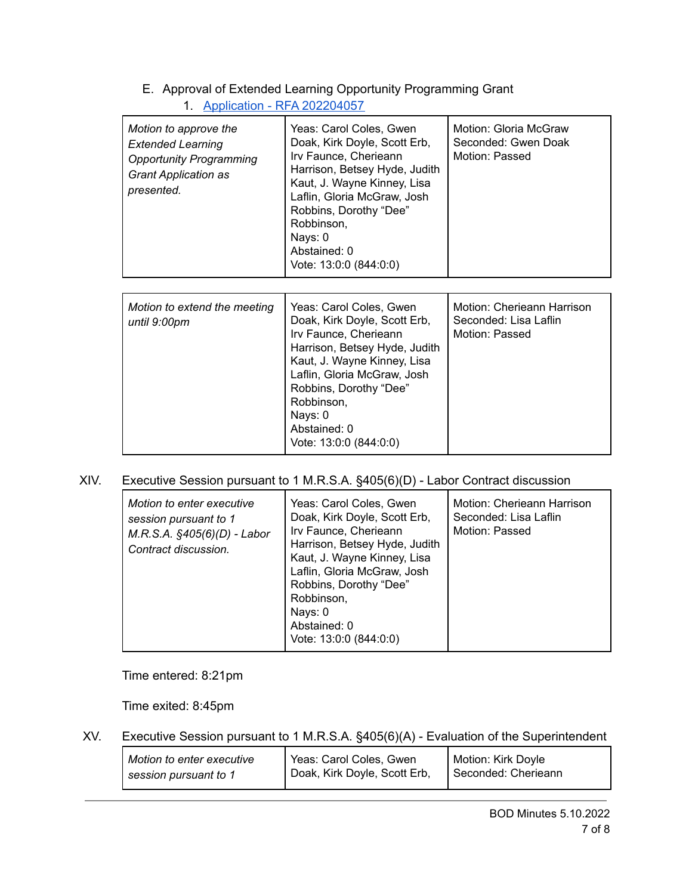E. Approval of Extended Learning Opportunity Programming Grant

1. [Application - RFA 202204057]()

| | | |
|---|---|---|
| *Motion to approve the Extended Learning Opportunity Programming Grant Application as presented.* | Yeas: Carol Coles, Gwen Doak, Kirk Doyle, Scott Erb, Irv Faunce, Cherieann Harrison, Betsey Hyde, Judith Kaut, J. Wayne Kinney, Lisa Laflin, Gloria McGraw, Josh Robbins, Dorothy "Dee" Robbinson,<br>Nays: 0<br>Abstained: 0<br>Vote: 13:0:0 (844:0:0) | Motion: Gloria McGraw<br>Seconded: Gwen Doak<br>Motion: Passed |

| | | |
|---|---|---|
| *Motion to extend the meeting until 9:00pm* | Yeas: Carol Coles, Gwen Doak, Kirk Doyle, Scott Erb, Irv Faunce, Cherieann Harrison, Betsey Hyde, Judith Kaut, J. Wayne Kinney, Lisa Laflin, Gloria McGraw, Josh Robbins, Dorothy "Dee" Robbinson,<br>Nays: 0<br>Abstained: 0<br>Vote: 13:0:0 (844:0:0) | Motion: Cherieann Harrison<br>Seconded: Lisa Laflin<br>Motion: Passed |

XIV. Executive Session pursuant to 1 M.R.S.A. §405(6)(D) - Labor Contract discussion

| | | |
|---|---|---|
| *Motion to enter executive session pursuant to 1 M.R.S.A. §405(6)(D) - Labor Contract discussion.* | Yeas: Carol Coles, Gwen Doak, Kirk Doyle, Scott Erb, Irv Faunce, Cherieann Harrison, Betsey Hyde, Judith Kaut, J. Wayne Kinney, Lisa Laflin, Gloria McGraw, Josh Robbins, Dorothy "Dee" Robbinson,<br>Nays: 0<br>Abstained: 0<br>Vote: 13:0:0 (844:0:0) | Motion: Cherieann Harrison<br>Seconded: Lisa Laflin<br>Motion: Passed |

Time entered: 8:21pm

Time exited: 8:45pm

XV. Executive Session pursuant to 1 M.R.S.A. §405(6)(A) - Evaluation of the Superintendent

| | | |
|---|---|---|
| *Motion to enter executive session pursuant to 1* | Yeas: Carol Coles, Gwen Doak, Kirk Doyle, Scott Erb, | Motion: Kirk Doyle<br>Seconded: Cherieann |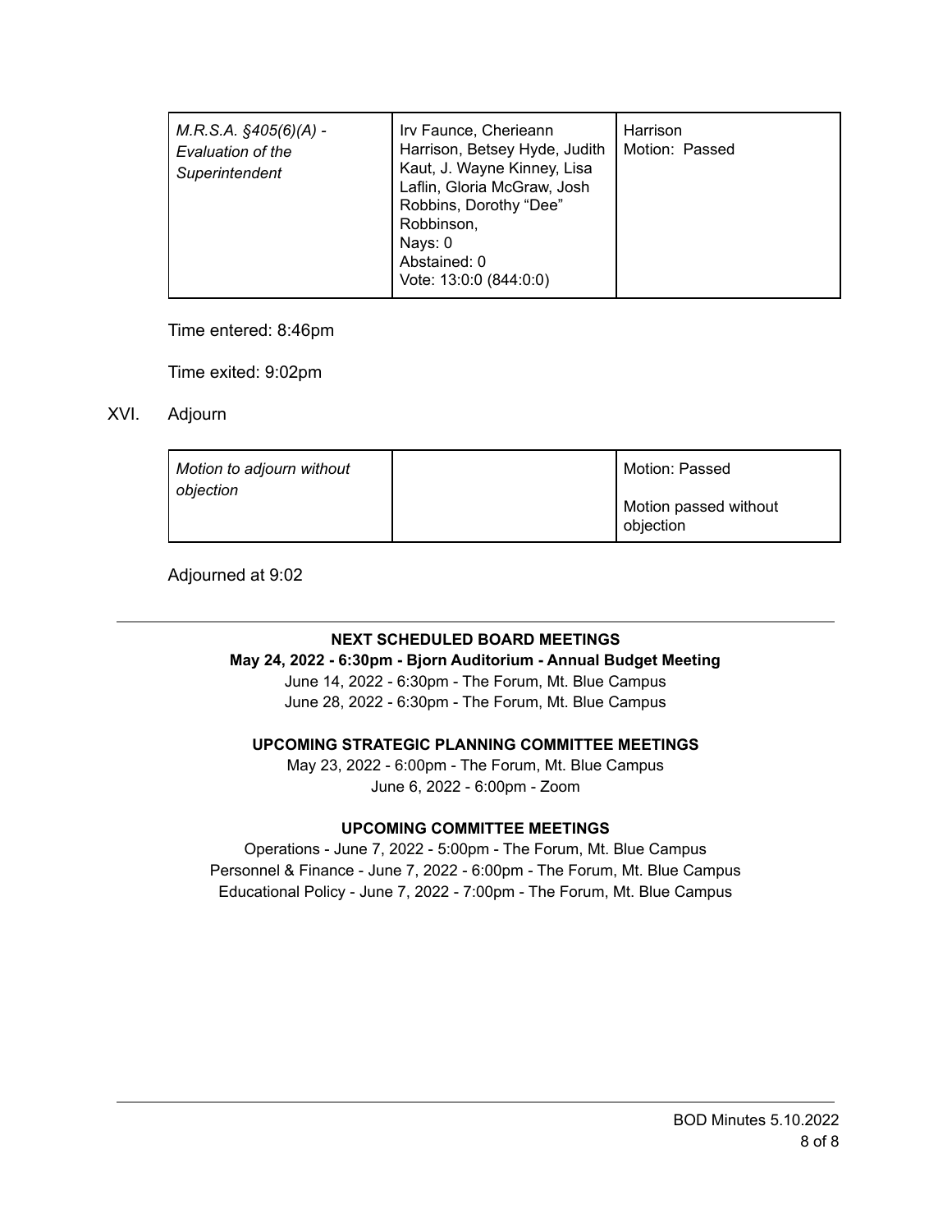| | | |
|---|---|---|
| *M.R.S.A. §405(6)(A) - Evaluation of the Superintendent* | Irv Faunce, Cherieann Harrison, Betsey Hyde, Judith Kaut, J. Wayne Kinney, Lisa Laflin, Gloria McGraw, Josh Robbins, Dorothy "Dee" Robbinson,<br>Nays: 0<br>Abstained: 0<br>Vote: 13:0:0 (844:0:0) | Harrison<br>Motion: Passed |

Time entered: 8:46pm

Time exited: 9:02pm

XVI. Adjourn

| | | |
|---|---|---|
| *Motion to adjourn without objection* | | Motion: Passed<br><br>Motion passed without objection |

Adjourned at 9:02

---

**NEXT SCHEDULED BOARD MEETINGS**

**May 24, 2022 - 6:30pm - Bjorn Auditorium - Annual Budget Meeting**

June 14, 2022 - 6:30pm - The Forum, Mt. Blue Campus

June 28, 2022 - 6:30pm - The Forum, Mt. Blue Campus

**UPCOMING STRATEGIC PLANNING COMMITTEE MEETINGS**

May 23, 2022 - 6:00pm - The Forum, Mt. Blue Campus

June 6, 2022 - 6:00pm - Zoom

**UPCOMING COMMITTEE MEETINGS**

Operations - June 7, 2022 - 5:00pm - The Forum, Mt. Blue Campus

Personnel & Finance - June 7, 2022 - 6:00pm - The Forum, Mt. Blue Campus

Educational Policy - June 7, 2022 - 7:00pm - The Forum, Mt. Blue Campus